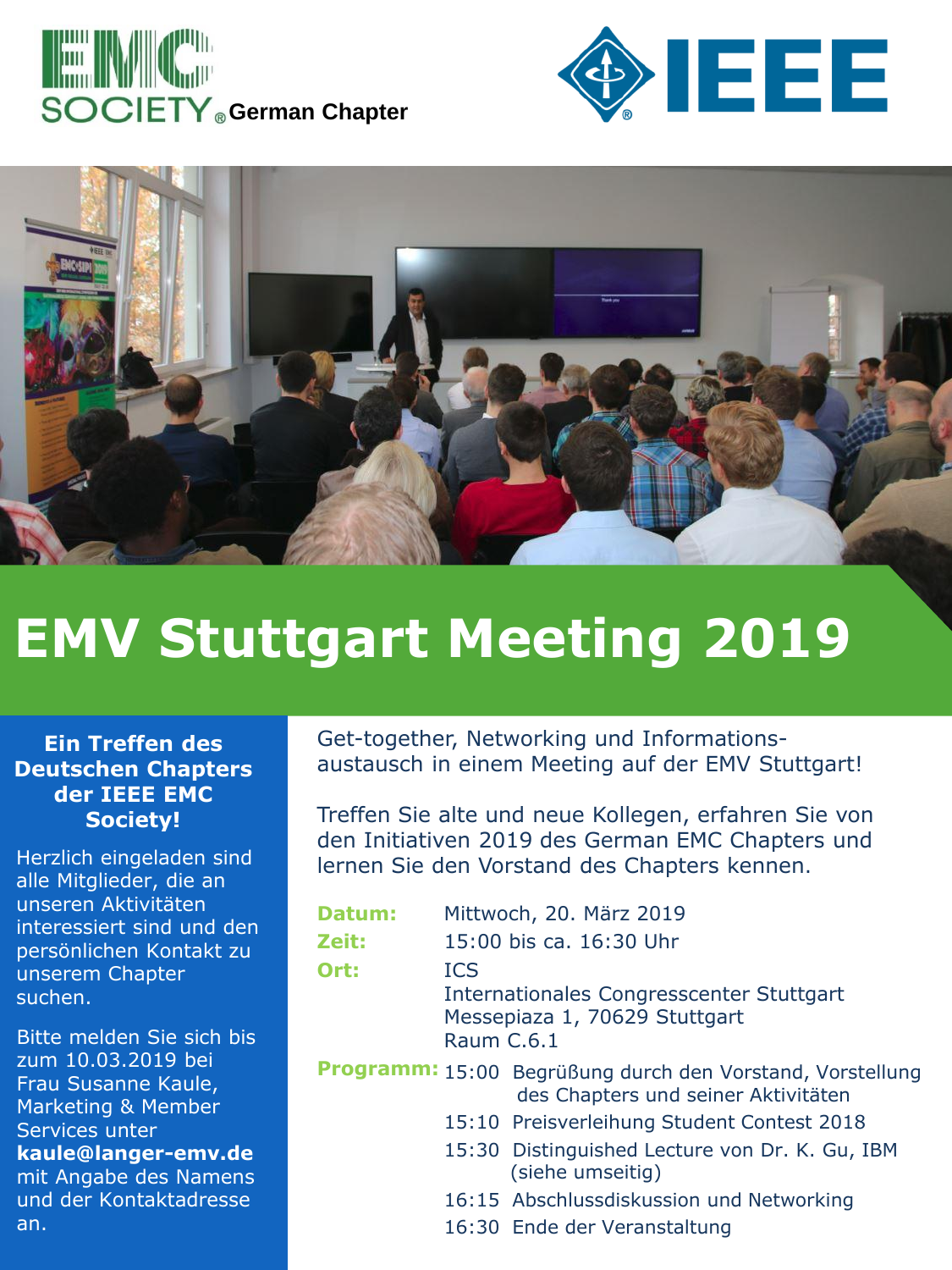EMC SOCIETY® German Chapter

IEEE

# EMV Stuttgart Meeting 2019

### Ein Treffen des Deutschen Chapters der IEEE EMC Society!

Herzlich eingeladen sind alle Mitglieder, die an unseren Aktivitäten interessiert sind und den persönlichen Kontakt zu unserem Chapter suchen.

Bitte melden Sie sich bis zum 10.03.2019 bei Frau Susanne Kaule, Marketing & Member Services unter **kaule@langer-emv.de** mit Angabe des Namens und der Kontaktadresse an.

Get-together, Networking und Informations-austausch in einem Meeting auf der EMV Stuttgart!

Treffen Sie alte und neue Kollegen, erfahren Sie von den Initiativen 2019 des German EMC Chapters und lernen Sie den Vorstand des Chapters kennen.

**Datum:** Mittwoch, 20. März 2019

**Zeit:** 15:00 bis ca. 16:30 Uhr

**Ort:** ICS
Internationales Congresscenter Stuttgart
Messepiaza 1, 70629 Stuttgart
Raum C.6.1

**Programm:**

- 15:00 Begrüßung durch den Vorstand, Vorstellung des Chapters und seiner Aktivitäten
- 15:10 Preisverleihung Student Contest 2018
- 15:30 Distinguished Lecture von Dr. K. Gu, IBM (siehe umseitig)
- 16:15 Abschlussdiskussion und Networking
- 16:30 Ende der Veranstaltung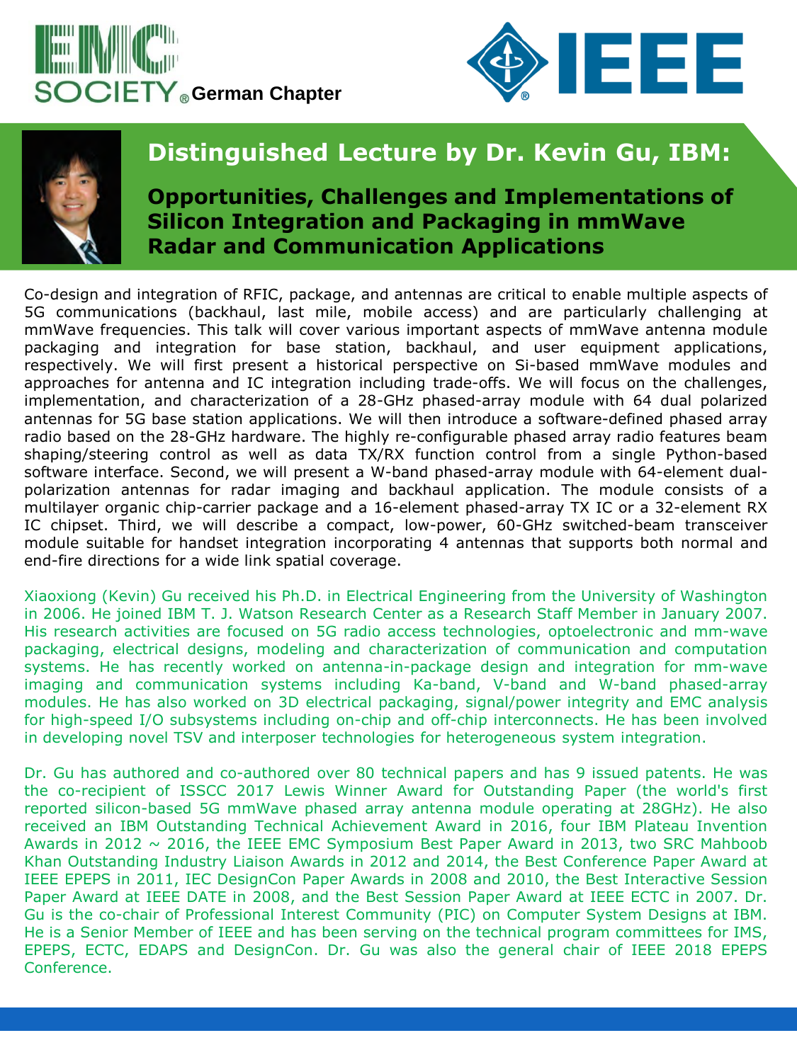EMC SOCIETY® German Chapter

IEEE

# Distinguished Lecture by Dr. Kevin Gu, IBM:

## Opportunities, Challenges and Implementations of Silicon Integration and Packaging in mmWave Radar and Communication Applications

Co-design and integration of RFIC, package, and antennas are critical to enable multiple aspects of 5G communications (backhaul, last mile, mobile access) and are particularly challenging at mmWave frequencies. This talk will cover various important aspects of mmWave antenna module packaging and integration for base station, backhaul, and user equipment applications, respectively. We will first present a historical perspective on Si-based mmWave modules and approaches for antenna and IC integration including trade-offs. We will focus on the challenges, implementation, and characterization of a 28-GHz phased-array module with 64 dual polarized antennas for 5G base station applications. We will then introduce a software-defined phased array radio based on the 28-GHz hardware. The highly re-configurable phased array radio features beam shaping/steering control as well as data TX/RX function control from a single Python-based software interface. Second, we will present a W-band phased-array module with 64-element dual-polarization antennas for radar imaging and backhaul application. The module consists of a multilayer organic chip-carrier package and a 16-element phased-array TX IC or a 32-element RX IC chipset. Third, we will describe a compact, low-power, 60-GHz switched-beam transceiver module suitable for handset integration incorporating 4 antennas that supports both normal and end-fire directions for a wide link spatial coverage.

Xiaoxiong (Kevin) Gu received his Ph.D. in Electrical Engineering from the University of Washington in 2006. He joined IBM T. J. Watson Research Center as a Research Staff Member in January 2007. His research activities are focused on 5G radio access technologies, optoelectronic and mm-wave packaging, electrical designs, modeling and characterization of communication and computation systems. He has recently worked on antenna-in-package design and integration for mm-wave imaging and communication systems including Ka-band, V-band and W-band phased-array modules. He has also worked on 3D electrical packaging, signal/power integrity and EMC analysis for high-speed I/O subsystems including on-chip and off-chip interconnects. He has been involved in developing novel TSV and interposer technologies for heterogeneous system integration.

Dr. Gu has authored and co-authored over 80 technical papers and has 9 issued patents. He was the co-recipient of ISSCC 2017 Lewis Winner Award for Outstanding Paper (the world's first reported silicon-based 5G mmWave phased array antenna module operating at 28GHz). He also received an IBM Outstanding Technical Achievement Award in 2016, four IBM Plateau Invention Awards in 2012 ~ 2016, the IEEE EMC Symposium Best Paper Award in 2013, two SRC Mahboob Khan Outstanding Industry Liaison Awards in 2012 and 2014, the Best Conference Paper Award at IEEE EPEPS in 2011, IEC DesignCon Paper Awards in 2008 and 2010, the Best Interactive Session Paper Award at IEEE DATE in 2008, and the Best Session Paper Award at IEEE ECTC in 2007. Dr. Gu is the co-chair of Professional Interest Community (PIC) on Computer System Designs at IBM. He is a Senior Member of IEEE and has been serving on the technical program committees for IMS, EPEPS, ECTC, EDAPS and DesignCon. Dr. Gu was also the general chair of IEEE 2018 EPEPS Conference.